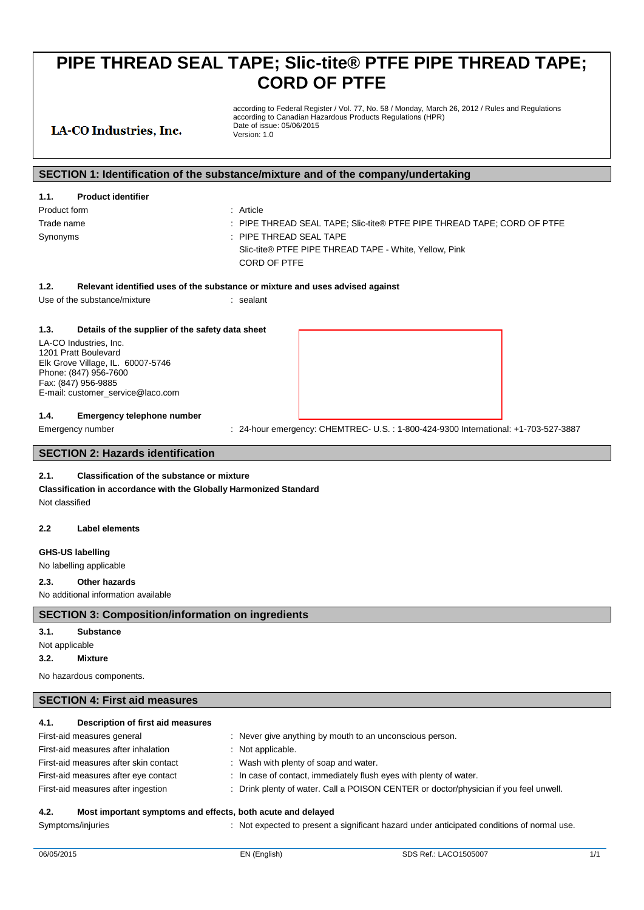# PIPE THREAD SEAL TAPE; Slic-tite® PTFE PIPE THREAD TAPE; CORD OF PTFE

**LA-CO Industries, Inc.**

according to Federal Register / Vol. 77, No. 58 / Monday, March 26, 2012 / Rules and Regulations
according to Canadian Hazardous Products Regulations (HPR)
Date of issue: 05/06/2015
Version: 1.0

## SECTION 1: Identification of the substance/mixture and of the company/undertaking

### 1.1. Product identifier

Product form : Article

Trade name : PIPE THREAD SEAL TAPE; Slic-tite® PTFE PIPE THREAD TAPE; CORD OF PTFE

Synonyms : PIPE THREAD SEAL TAPE
Slic-tite® PTFE PIPE THREAD TAPE - White, Yellow, Pink
CORD OF PTFE

### 1.2. Relevant identified uses of the substance or mixture and uses advised against

Use of the substance/mixture : sealant

### 1.3. Details of the supplier of the safety data sheet

LA-CO Industries, Inc.
1201 Pratt Boulevard
Elk Grove Village, IL. 60007-5746
Phone: (847) 956-7600
Fax: (847) 956-9885
E-mail: customer_service@laco.com

### 1.4. Emergency telephone number

Emergency number : 24-hour emergency: CHEMTREC- U.S. : 1-800-424-9300 International: +1-703-527-3887

## SECTION 2: Hazards identification

### 2.1. Classification of the substance or mixture

**Classification in accordance with the Globally Harmonized Standard**

Not classified

### 2.2 Label elements

**GHS-US labelling**

No labelling applicable

### 2.3. Other hazards

No additional information available

## SECTION 3: Composition/information on ingredients

### 3.1. Substance

Not applicable

### 3.2. Mixture

No hazardous components.

## SECTION 4: First aid measures

### 4.1. Description of first aid measures

First-aid measures general : Never give anything by mouth to an unconscious person.

First-aid measures after inhalation : Not applicable.

First-aid measures after skin contact : Wash with plenty of soap and water.

First-aid measures after eye contact : In case of contact, immediately flush eyes with plenty of water.

First-aid measures after ingestion : Drink plenty of water. Call a POISON CENTER or doctor/physician if you feel unwell.

### 4.2. Most important symptoms and effects, both acute and delayed

Symptoms/injuries : Not expected to present a significant hazard under anticipated conditions of normal use.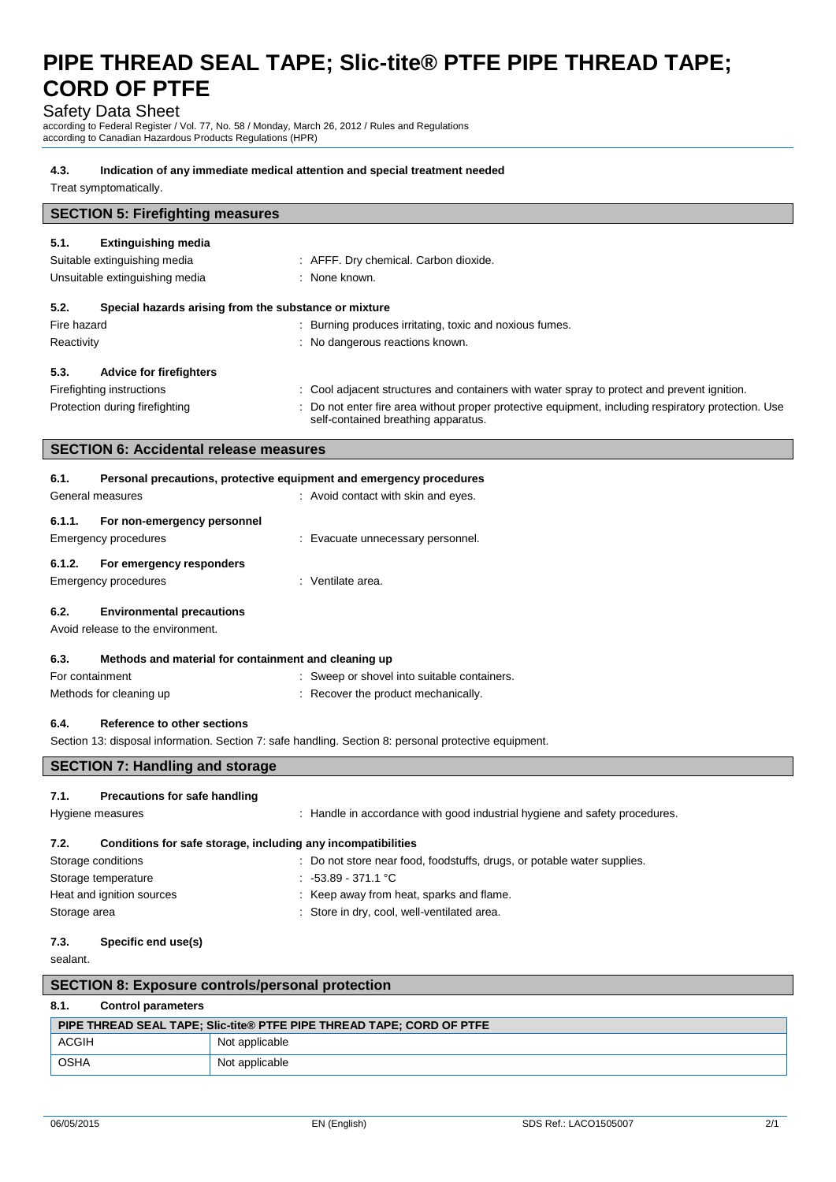#### 4.3. Indication of any immediate medical attention and special treatment needed

Treat symptomatically.

## SECTION 5: Firefighting measures

#### 5.1. Extinguishing media

Suitable extinguishing media : AFFF. Dry chemical. Carbon dioxide.

Unsuitable extinguishing media : None known.

#### 5.2. Special hazards arising from the substance or mixture

Fire hazard : Burning produces irritating, toxic and noxious fumes.

Reactivity : No dangerous reactions known.

#### 5.3. Advice for firefighters

Firefighting instructions : Cool adjacent structures and containers with water spray to protect and prevent ignition.

Protection during firefighting : Do not enter fire area without proper protective equipment, including respiratory protection. Use self-contained breathing apparatus.

## SECTION 6: Accidental release measures

#### 6.1. Personal precautions, protective equipment and emergency procedures

General measures : Avoid contact with skin and eyes.

#### 6.1.1. For non-emergency personnel

Emergency procedures : Evacuate unnecessary personnel.

#### 6.1.2. For emergency responders

Emergency procedures : Ventilate area.

#### 6.2. Environmental precautions

Avoid release to the environment.

#### 6.3. Methods and material for containment and cleaning up

For containment : Sweep or shovel into suitable containers.

Methods for cleaning up : Recover the product mechanically.

#### 6.4. Reference to other sections

Section 13: disposal information. Section 7: safe handling. Section 8: personal protective equipment.

## SECTION 7: Handling and storage

#### 7.1. Precautions for safe handling

Hygiene measures : Handle in accordance with good industrial hygiene and safety procedures.

#### 7.2. Conditions for safe storage, including any incompatibilities

Storage conditions : Do not store near food, foodstuffs, drugs, or potable water supplies.

Storage temperature : -53.89 - 371.1 °C

Heat and ignition sources : Keep away from heat, sparks and flame.

Storage area : Store in dry, cool, well-ventilated area.

#### 7.3. Specific end use(s)

sealant.

## SECTION 8: Exposure controls/personal protection

#### 8.1. Control parameters

| PIPE THREAD SEAL TAPE; Slic-tite® PTFE PIPE THREAD TAPE; CORD OF PTFE | |
|---|---|
| ACGIH | Not applicable |
| OSHA | Not applicable |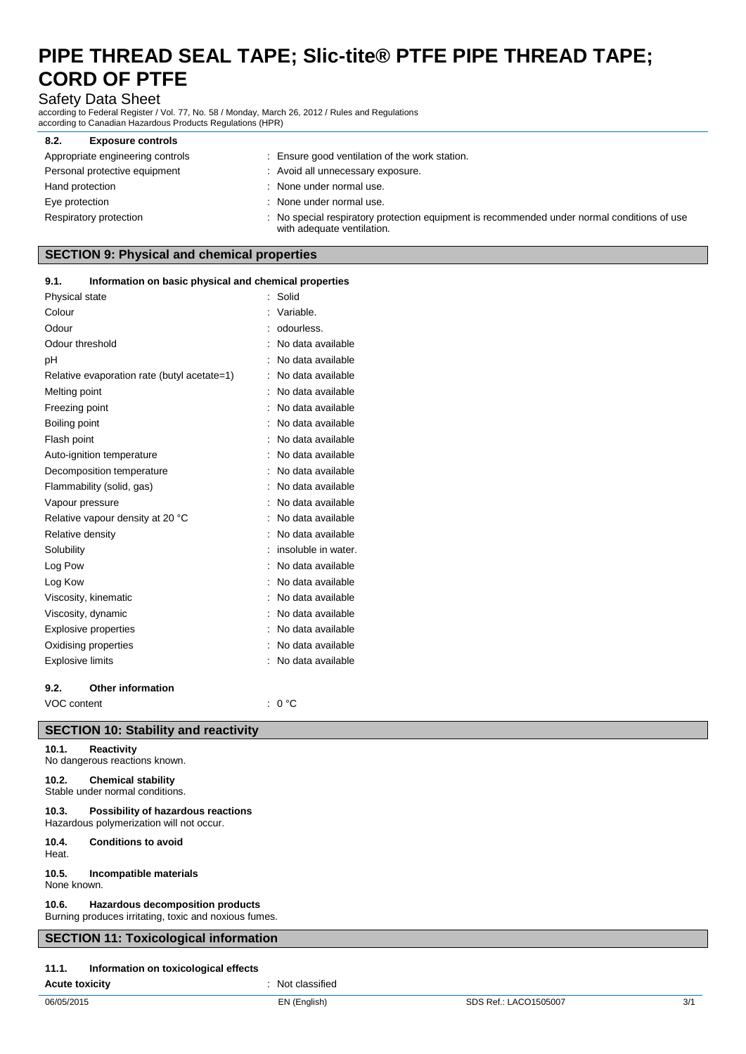### 8.2. Exposure controls

| | |
|---|---|
| Appropriate engineering controls | : Ensure good ventilation of the work station. |
| Personal protective equipment | : Avoid all unnecessary exposure. |
| Hand protection | : None under normal use. |
| Eye protection | : None under normal use. |
| Respiratory protection | : No special respiratory protection equipment is recommended under normal conditions of use with adequate ventilation. |

## SECTION 9: Physical and chemical properties

### 9.1. Information on basic physical and chemical properties

| | |
|---|---|
| Physical state | : Solid |
| Colour | : Variable. |
| Odour | : odourless. |
| Odour threshold | : No data available |
| pH | : No data available |
| Relative evaporation rate (butyl acetate=1) | : No data available |
| Melting point | : No data available |
| Freezing point | : No data available |
| Boiling point | : No data available |
| Flash point | : No data available |
| Auto-ignition temperature | : No data available |
| Decomposition temperature | : No data available |
| Flammability (solid, gas) | : No data available |
| Vapour pressure | : No data available |
| Relative vapour density at 20 °C | : No data available |
| Relative density | : No data available |
| Solubility | : insoluble in water. |
| Log Pow | : No data available |
| Log Kow | : No data available |
| Viscosity, kinematic | : No data available |
| Viscosity, dynamic | : No data available |
| Explosive properties | : No data available |
| Oxidising properties | : No data available |
| Explosive limits | : No data available |

### 9.2. Other information

| | |
|---|---|
| VOC content | : 0 °C |

## SECTION 10: Stability and reactivity

### 10.1. Reactivity
No dangerous reactions known.

### 10.2. Chemical stability
Stable under normal conditions.

### 10.3. Possibility of hazardous reactions
Hazardous polymerization will not occur.

### 10.4. Conditions to avoid
Heat.

### 10.5. Incompatible materials
None known.

### 10.6. Hazardous decomposition products
Burning produces irritating, toxic and noxious fumes.

## SECTION 11: Toxicological information

### 11.1. Information on toxicological effects

| | |
|---|---|
| **Acute toxicity** | : Not classified |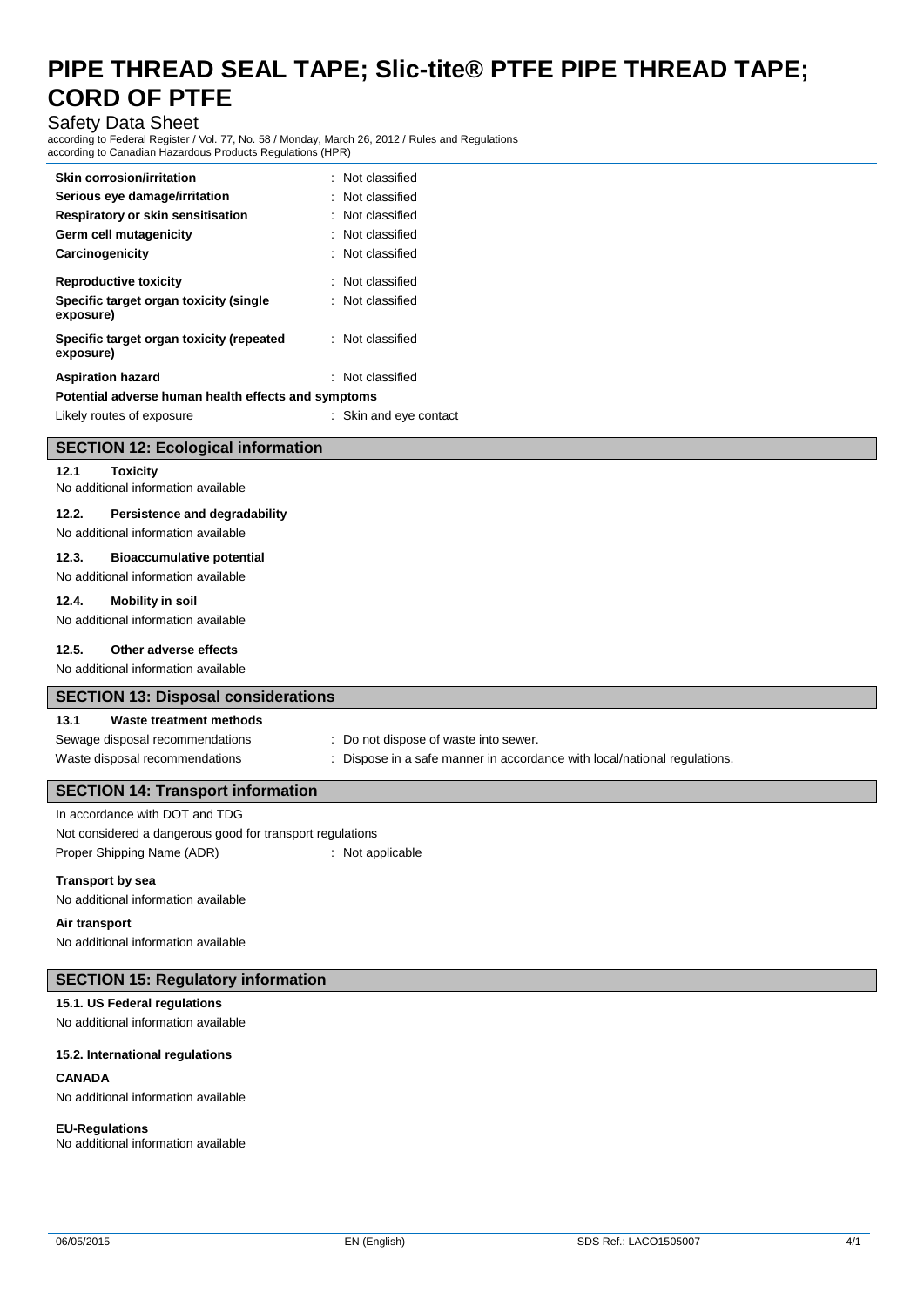| | |
|---|---|
| **Skin corrosion/irritation** | : Not classified |
| **Serious eye damage/irritation** | : Not classified |
| **Respiratory or skin sensitisation** | : Not classified |
| **Germ cell mutagenicity** | : Not classified |
| **Carcinogenicity** | : Not classified |
| **Reproductive toxicity** | : Not classified |
| **Specific target organ toxicity (single exposure)** | : Not classified |
| **Specific target organ toxicity (repeated exposure)** | : Not classified |
| **Aspiration hazard** | : Not classified |

**Potential adverse human health effects and symptoms**

| | |
|---|---|
| Likely routes of exposure | : Skin and eye contact |

## SECTION 12: Ecological information

### 12.1 Toxicity

No additional information available

### 12.2. Persistence and degradability

No additional information available

### 12.3. Bioaccumulative potential

No additional information available

### 12.4. Mobility in soil

No additional information available

### 12.5. Other adverse effects

No additional information available

## SECTION 13: Disposal considerations

### 13.1 Waste treatment methods

| | |
|---|---|
| Sewage disposal recommendations | : Do not dispose of waste into sewer. |
| Waste disposal recommendations | : Dispose in a safe manner in accordance with local/national regulations. |

## SECTION 14: Transport information

In accordance with DOT and TDG

Not considered a dangerous good for transport regulations

Proper Shipping Name (ADR) : Not applicable

**Transport by sea**

No additional information available

**Air transport**

No additional information available

## SECTION 15: Regulatory information

### 15.1. US Federal regulations

No additional information available

### 15.2. International regulations

**CANADA**

No additional information available

**EU-Regulations**

No additional information available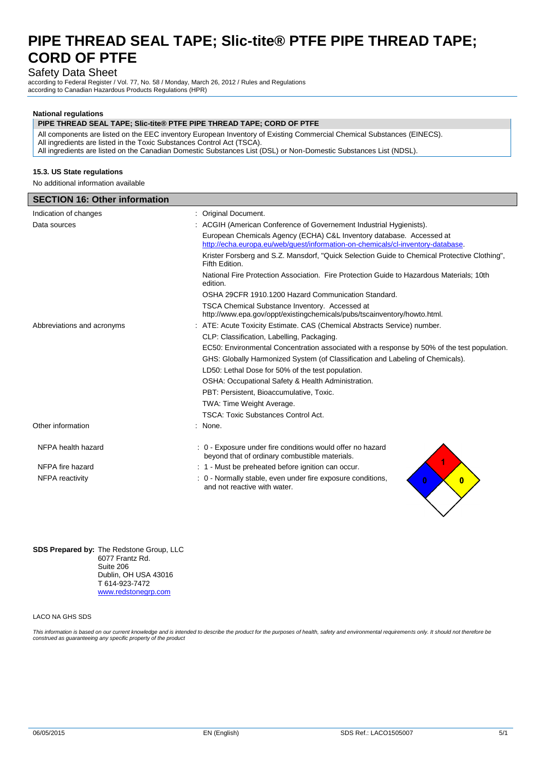**National regulations**

**PIPE THREAD SEAL TAPE; Slic-tite® PTFE PIPE THREAD TAPE; CORD OF PTFE**

All components are listed on the EEC inventory European Inventory of Existing Commercial Chemical Substances (EINECS).
All ingredients are listed in the Toxic Substances Control Act (TSCA).
All ingredients are listed on the Canadian Domestic Substances List (DSL) or Non-Domestic Substances List (NDSL).

**15.3. US State regulations**

No additional information available

## SECTION 16: Other information

| | |
|---|---|
| Indication of changes | : Original Document. |
| Data sources | : ACGIH (American Conference of Governement Industrial Hygienists). |
| | European Chemicals Agency (ECHA) C&L Inventory database. Accessed at http://echa.europa.eu/web/guest/information-on-chemicals/cl-inventory-database. |
| | Krister Forsberg and S.Z. Mansdorf, "Quick Selection Guide to Chemical Protective Clothing", Fifth Edition. |
| | National Fire Protection Association. Fire Protection Guide to Hazardous Materials; 10th edition. |
| | OSHA 29CFR 1910.1200 Hazard Communication Standard. |
| | TSCA Chemical Substance Inventory. Accessed at http://www.epa.gov/oppt/existingchemicals/pubs/tscainventory/howto.html. |
| Abbreviations and acronyms | : ATE: Acute Toxicity Estimate. CAS (Chemical Abstracts Service) number. |
| | CLP: Classification, Labelling, Packaging. |
| | EC50: Environmental Concentration associated with a response by 50% of the test population. |
| | GHS: Globally Harmonized System (of Classification and Labeling of Chemicals). |
| | LD50: Lethal Dose for 50% of the test population. |
| | OSHA: Occupational Safety & Health Administration. |
| | PBT: Persistent, Bioaccumulative, Toxic. |
| | TWA: Time Weight Average. |
| | TSCA: Toxic Substances Control Act. |
| Other information | : None. |
| NFPA health hazard | : 0 - Exposure under fire conditions would offer no hazard beyond that of ordinary combustible materials. |
| NFPA fire hazard | : 1 - Must be preheated before ignition can occur. |
| NFPA reactivity | : 0 - Normally stable, even under fire exposure conditions, and not reactive with water. |

1
0
0

**SDS Prepared by:** The Redstone Group, LLC
6077 Frantz Rd.
Suite 206
Dublin, OH USA 43016
T 614-923-7472
www.redstonegrp.com

LACO NA GHS SDS

*This information is based on our current knowledge and is intended to describe the product for the purposes of health, safety and environmental requirements only. It should not therefore be construed as guaranteeing any specific property of the product*